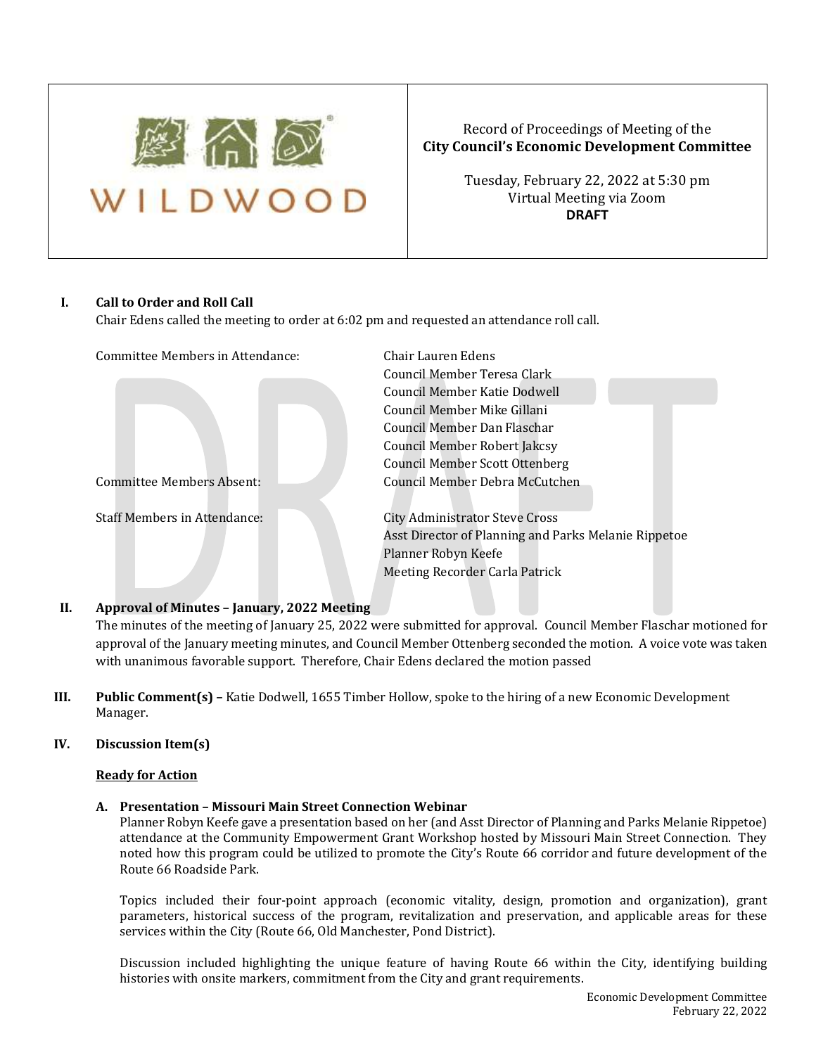WILDWOOD

Record of Proceedings of Meeting of the
**City Council's Economic Development Committee**

Tuesday, February 22, 2022 at 5:30 pm
Virtual Meeting via Zoom
**DRAFT**

## I. Call to Order and Roll Call

Chair Edens called the meeting to order at 6:02 pm and requested an attendance roll call.

| | |
|---|---|
| Committee Members in Attendance: | Chair Lauren Edens |
| | Council Member Teresa Clark |
| | Council Member Katie Dodwell |
| | Council Member Mike Gillani |
| | Council Member Dan Flaschar |
| | Council Member Robert Jakcsy |
| | Council Member Scott Ottenberg |
| Committee Members Absent: | Council Member Debra McCutchen |
| Staff Members in Attendance: | City Administrator Steve Cross |
| | Asst Director of Planning and Parks Melanie Rippetoe |
| | Planner Robyn Keefe |
| | Meeting Recorder Carla Patrick |

## II. Approval of Minutes – January, 2022 Meeting

The minutes of the meeting of January 25, 2022 were submitted for approval. Council Member Flaschar motioned for approval of the January meeting minutes, and Council Member Ottenberg seconded the motion. A voice vote was taken with unanimous favorable support. Therefore, Chair Edens declared the motion passed

## III. Public Comment(s) –

Katie Dodwell, 1655 Timber Hollow, spoke to the hiring of a new Economic Development Manager.

## IV. Discussion Item(s)

**Ready for Action**

### A. Presentation – Missouri Main Street Connection Webinar

Planner Robyn Keefe gave a presentation based on her (and Asst Director of Planning and Parks Melanie Rippetoe) attendance at the Community Empowerment Grant Workshop hosted by Missouri Main Street Connection. They noted how this program could be utilized to promote the City's Route 66 corridor and future development of the Route 66 Roadside Park.

Topics included their four-point approach (economic vitality, design, promotion and organization), grant parameters, historical success of the program, revitalization and preservation, and applicable areas for these services within the City (Route 66, Old Manchester, Pond District).

Discussion included highlighting the unique feature of having Route 66 within the City, identifying building histories with onsite markers, commitment from the City and grant requirements.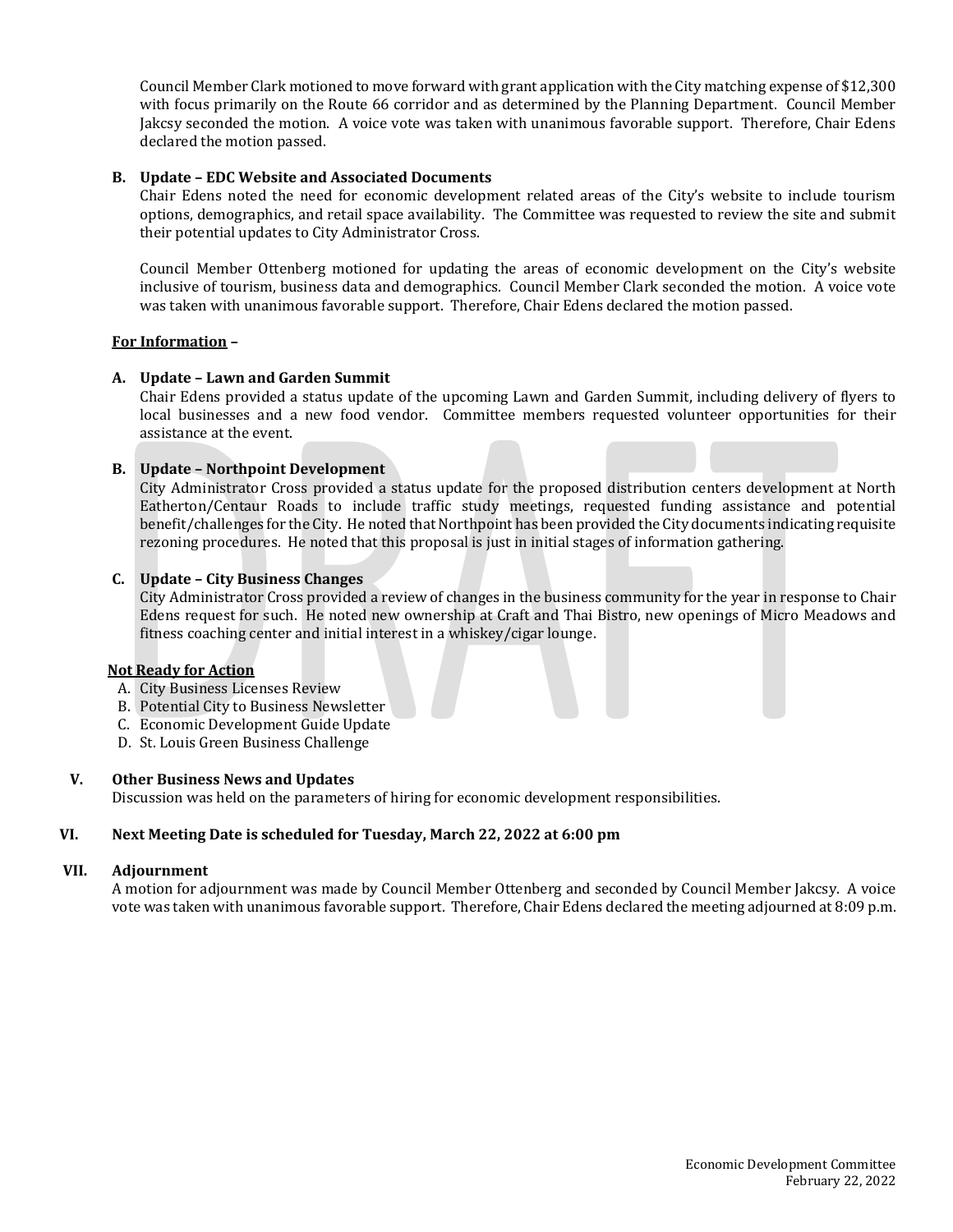Council Member Clark motioned to move forward with grant application with the City matching expense of $12,300 with focus primarily on the Route 66 corridor and as determined by the Planning Department. Council Member Jakcsy seconded the motion. A voice vote was taken with unanimous favorable support. Therefore, Chair Edens declared the motion passed.

**B. Update – EDC Website and Associated Documents**

Chair Edens noted the need for economic development related areas of the City's website to include tourism options, demographics, and retail space availability. The Committee was requested to review the site and submit their potential updates to City Administrator Cross.

Council Member Ottenberg motioned for updating the areas of economic development on the City's website inclusive of tourism, business data and demographics. Council Member Clark seconded the motion. A voice vote was taken with unanimous favorable support. Therefore, Chair Edens declared the motion passed.

**For Information** –

**A. Update – Lawn and Garden Summit**

Chair Edens provided a status update of the upcoming Lawn and Garden Summit, including delivery of flyers to local businesses and a new food vendor. Committee members requested volunteer opportunities for their assistance at the event.

**B. Update – Northpoint Development**

City Administrator Cross provided a status update for the proposed distribution centers development at North Eatherton/Centaur Roads to include traffic study meetings, requested funding assistance and potential benefit/challenges for the City. He noted that Northpoint has been provided the City documents indicating requisite rezoning procedures. He noted that this proposal is just in initial stages of information gathering.

**C. Update – City Business Changes**

City Administrator Cross provided a review of changes in the business community for the year in response to Chair Edens request for such. He noted new ownership at Craft and Thai Bistro, new openings of Micro Meadows and fitness coaching center and initial interest in a whiskey/cigar lounge.

**Not Ready for Action**

A. City Business Licenses Review
B. Potential City to Business Newsletter
C. Economic Development Guide Update
D. St. Louis Green Business Challenge

**V. Other Business News and Updates**

Discussion was held on the parameters of hiring for economic development responsibilities.

**VI. Next Meeting Date is scheduled for Tuesday, March 22, 2022 at 6:00 pm**

**VII. Adjournment**

A motion for adjournment was made by Council Member Ottenberg and seconded by Council Member Jakcsy. A voice vote was taken with unanimous favorable support. Therefore, Chair Edens declared the meeting adjourned at 8:09 p.m.